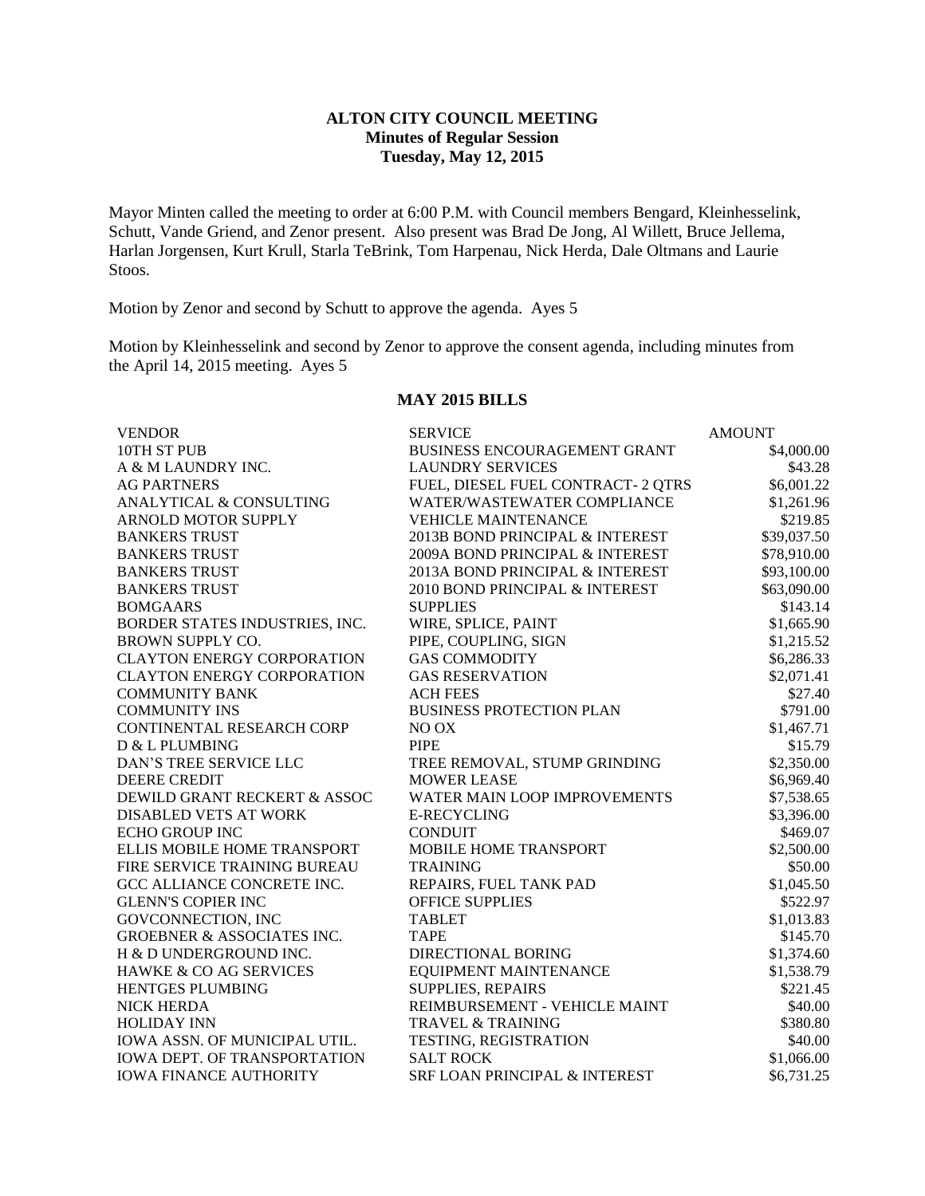# ALTON CITY COUNCIL MEETING
## Minutes of Regular Session
### Tuesday, May 12, 2015

Mayor Minten called the meeting to order at 6:00 P.M. with Council members Bengard, Kleinhesselink, Schutt, Vande Griend, and Zenor present. Also present was Brad De Jong, Al Willett, Bruce Jellema, Harlan Jorgensen, Kurt Krull, Starla TeBrink, Tom Harpenau, Nick Herda, Dale Oltmans and Laurie Stoos.

Motion by Zenor and second by Schutt to approve the agenda. Ayes 5

Motion by Kleinhesselink and second by Zenor to approve the consent agenda, including minutes from the April 14, 2015 meeting. Ayes 5

## MAY 2015 BILLS

| VENDOR | SERVICE | AMOUNT |
|---|---|---|
| 10TH ST PUB | BUSINESS ENCOURAGEMENT GRANT | $4,000.00 |
| A & M LAUNDRY INC. | LAUNDRY SERVICES | $43.28 |
| AG PARTNERS | FUEL, DIESEL FUEL CONTRACT- 2 QTRS | $6,001.22 |
| ANALYTICAL & CONSULTING | WATER/WASTEWATER COMPLIANCE | $1,261.96 |
| ARNOLD MOTOR SUPPLY | VEHICLE MAINTENANCE | $219.85 |
| BANKERS TRUST | 2013B BOND PRINCIPAL & INTEREST | $39,037.50 |
| BANKERS TRUST | 2009A BOND PRINCIPAL & INTEREST | $78,910.00 |
| BANKERS TRUST | 2013A BOND PRINCIPAL & INTEREST | $93,100.00 |
| BANKERS TRUST | 2010 BOND PRINCIPAL & INTEREST | $63,090.00 |
| BOMGAARS | SUPPLIES | $143.14 |
| BORDER STATES INDUSTRIES, INC. | WIRE, SPLICE, PAINT | $1,665.90 |
| BROWN SUPPLY CO. | PIPE, COUPLING, SIGN | $1,215.52 |
| CLAYTON ENERGY CORPORATION | GAS COMMODITY | $6,286.33 |
| CLAYTON ENERGY CORPORATION | GAS RESERVATION | $2,071.41 |
| COMMUNITY BANK | ACH FEES | $27.40 |
| COMMUNITY INS | BUSINESS PROTECTION PLAN | $791.00 |
| CONTINENTAL RESEARCH CORP | NO OX | $1,467.71 |
| D & L PLUMBING | PIPE | $15.79 |
| DAN'S TREE SERVICE LLC | TREE REMOVAL, STUMP GRINDING | $2,350.00 |
| DEERE CREDIT | MOWER LEASE | $6,969.40 |
| DEWILD GRANT RECKERT & ASSOC | WATER MAIN LOOP IMPROVEMENTS | $7,538.65 |
| DISABLED VETS AT WORK | E-RECYCLING | $3,396.00 |
| ECHO GROUP INC | CONDUIT | $469.07 |
| ELLIS MOBILE HOME TRANSPORT | MOBILE HOME TRANSPORT | $2,500.00 |
| FIRE SERVICE TRAINING BUREAU | TRAINING | $50.00 |
| GCC ALLIANCE CONCRETE INC. | REPAIRS, FUEL TANK PAD | $1,045.50 |
| GLENN'S COPIER INC | OFFICE SUPPLIES | $522.97 |
| GOVCONNECTION, INC | TABLET | $1,013.83 |
| GROEBNER & ASSOCIATES INC. | TAPE | $145.70 |
| H & D UNDERGROUND INC. | DIRECTIONAL BORING | $1,374.60 |
| HAWKE & CO AG SERVICES | EQUIPMENT MAINTENANCE | $1,538.79 |
| HENTGES PLUMBING | SUPPLIES, REPAIRS | $221.45 |
| NICK HERDA | REIMBURSEMENT - VEHICLE MAINT | $40.00 |
| HOLIDAY INN | TRAVEL & TRAINING | $380.80 |
| IOWA ASSN. OF MUNICIPAL UTIL. | TESTING, REGISTRATION | $40.00 |
| IOWA DEPT. OF TRANSPORTATION | SALT ROCK | $1,066.00 |
| IOWA FINANCE AUTHORITY | SRF LOAN PRINCIPAL & INTEREST | $6,731.25 |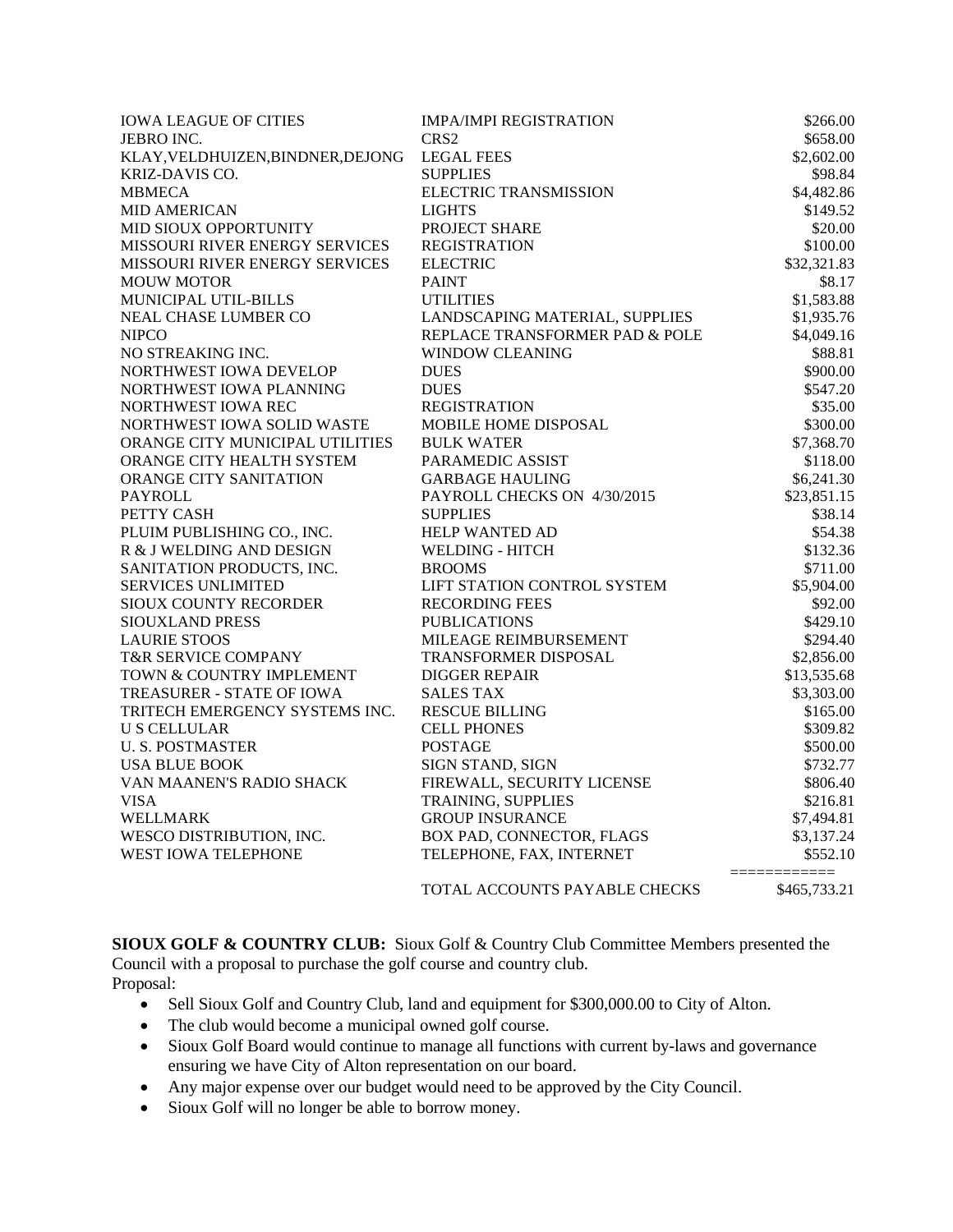| | | |
|---|---|---|
| IOWA LEAGUE OF CITIES | IMPA/IMPI REGISTRATION | $266.00 |
| JEBRO INC. | CRS2 | $658.00 |
| KLAY,VELDHUIZEN,BINDNER,DEJONG | LEGAL FEES | $2,602.00 |
| KRIZ-DAVIS CO. | SUPPLIES | $98.84 |
| MBMECA | ELECTRIC TRANSMISSION | $4,482.86 |
| MID AMERICAN | LIGHTS | $149.52 |
| MID SIOUX OPPORTUNITY | PROJECT SHARE | $20.00 |
| MISSOURI RIVER ENERGY SERVICES | REGISTRATION | $100.00 |
| MISSOURI RIVER ENERGY SERVICES | ELECTRIC | $32,321.83 |
| MOUW MOTOR | PAINT | $8.17 |
| MUNICIPAL UTIL-BILLS | UTILITIES | $1,583.88 |
| NEAL CHASE LUMBER CO | LANDSCAPING MATERIAL, SUPPLIES | $1,935.76 |
| NIPCO | REPLACE TRANSFORMER PAD & POLE | $4,049.16 |
| NO STREAKING INC. | WINDOW CLEANING | $88.81 |
| NORTHWEST IOWA DEVELOP | DUES | $900.00 |
| NORTHWEST IOWA PLANNING | DUES | $547.20 |
| NORTHWEST IOWA REC | REGISTRATION | $35.00 |
| NORTHWEST IOWA SOLID WASTE | MOBILE HOME DISPOSAL | $300.00 |
| ORANGE CITY MUNICIPAL UTILITIES | BULK WATER | $7,368.70 |
| ORANGE CITY HEALTH SYSTEM | PARAMEDIC ASSIST | $118.00 |
| ORANGE CITY SANITATION | GARBAGE HAULING | $6,241.30 |
| PAYROLL | PAYROLL CHECKS ON 4/30/2015 | $23,851.15 |
| PETTY CASH | SUPPLIES | $38.14 |
| PLUIM PUBLISHING CO., INC. | HELP WANTED AD | $54.38 |
| R & J WELDING AND DESIGN | WELDING - HITCH | $132.36 |
| SANITATION PRODUCTS, INC. | BROOMS | $711.00 |
| SERVICES UNLIMITED | LIFT STATION CONTROL SYSTEM | $5,904.00 |
| SIOUX COUNTY RECORDER | RECORDING FEES | $92.00 |
| SIOUXLAND PRESS | PUBLICATIONS | $429.10 |
| LAURIE STOOS | MILEAGE REIMBURSEMENT | $294.40 |
| T&R SERVICE COMPANY | TRANSFORMER DISPOSAL | $2,856.00 |
| TOWN & COUNTRY IMPLEMENT | DIGGER REPAIR | $13,535.68 |
| TREASURER - STATE OF IOWA | SALES TAX | $3,303.00 |
| TRITECH EMERGENCY SYSTEMS INC. | RESCUE BILLING | $165.00 |
| U S CELLULAR | CELL PHONES | $309.82 |
| U. S. POSTMASTER | POSTAGE | $500.00 |
| USA BLUE BOOK | SIGN STAND, SIGN | $732.77 |
| VAN MAANEN'S RADIO SHACK | FIREWALL, SECURITY LICENSE | $806.40 |
| VISA | TRAINING, SUPPLIES | $216.81 |
| WELLMARK | GROUP INSURANCE | $7,494.81 |
| WESCO DISTRIBUTION, INC. | BOX PAD, CONNECTOR, FLAGS | $3,137.24 |
| WEST IOWA TELEPHONE | TELEPHONE, FAX, INTERNET | $552.10 |
| | | ============ |
| | TOTAL ACCOUNTS PAYABLE CHECKS | $465,733.21 |

**SIOUX GOLF & COUNTRY CLUB:** Sioux Golf & Country Club Committee Members presented the Council with a proposal to purchase the golf course and country club.

Proposal:

- Sell Sioux Golf and Country Club, land and equipment for $300,000.00 to City of Alton.
- The club would become a municipal owned golf course.
- Sioux Golf Board would continue to manage all functions with current by-laws and governance ensuring we have City of Alton representation on our board.
- Any major expense over our budget would need to be approved by the City Council.
- Sioux Golf will no longer be able to borrow money.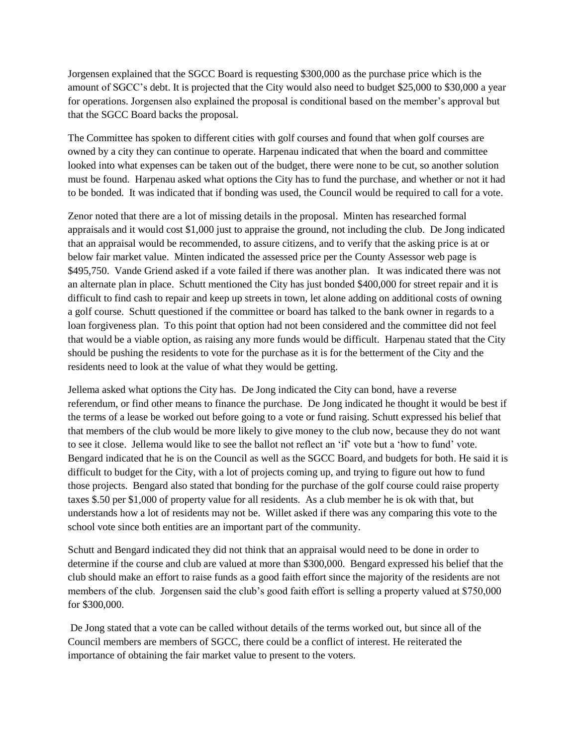Jorgensen explained that the SGCC Board is requesting $300,000 as the purchase price which is the amount of SGCC's debt. It is projected that the City would also need to budget $25,000 to $30,000 a year for operations. Jorgensen also explained the proposal is conditional based on the member's approval but that the SGCC Board backs the proposal.

The Committee has spoken to different cities with golf courses and found that when golf courses are owned by a city they can continue to operate. Harpenau indicated that when the board and committee looked into what expenses can be taken out of the budget, there were none to be cut, so another solution must be found. Harpenau asked what options the City has to fund the purchase, and whether or not it had to be bonded. It was indicated that if bonding was used, the Council would be required to call for a vote.

Zenor noted that there are a lot of missing details in the proposal. Minten has researched formal appraisals and it would cost $1,000 just to appraise the ground, not including the club. De Jong indicated that an appraisal would be recommended, to assure citizens, and to verify that the asking price is at or below fair market value. Minten indicated the assessed price per the County Assessor web page is $495,750. Vande Griend asked if a vote failed if there was another plan. It was indicated there was not an alternate plan in place. Schutt mentioned the City has just bonded $400,000 for street repair and it is difficult to find cash to repair and keep up streets in town, let alone adding on additional costs of owning a golf course. Schutt questioned if the committee or board has talked to the bank owner in regards to a loan forgiveness plan. To this point that option had not been considered and the committee did not feel that would be a viable option, as raising any more funds would be difficult. Harpenau stated that the City should be pushing the residents to vote for the purchase as it is for the betterment of the City and the residents need to look at the value of what they would be getting.

Jellema asked what options the City has. De Jong indicated the City can bond, have a reverse referendum, or find other means to finance the purchase. De Jong indicated he thought it would be best if the terms of a lease be worked out before going to a vote or fund raising. Schutt expressed his belief that that members of the club would be more likely to give money to the club now, because they do not want to see it close. Jellema would like to see the ballot not reflect an 'if' vote but a 'how to fund' vote. Bengard indicated that he is on the Council as well as the SGCC Board, and budgets for both. He said it is difficult to budget for the City, with a lot of projects coming up, and trying to figure out how to fund those projects. Bengard also stated that bonding for the purchase of the golf course could raise property taxes $.50 per $1,000 of property value for all residents. As a club member he is ok with that, but understands how a lot of residents may not be. Willet asked if there was any comparing this vote to the school vote since both entities are an important part of the community.

Schutt and Bengard indicated they did not think that an appraisal would need to be done in order to determine if the course and club are valued at more than $300,000. Bengard expressed his belief that the club should make an effort to raise funds as a good faith effort since the majority of the residents are not members of the club. Jorgensen said the club's good faith effort is selling a property valued at $750,000 for $300,000.

De Jong stated that a vote can be called without details of the terms worked out, but since all of the Council members are members of SGCC, there could be a conflict of interest. He reiterated the importance of obtaining the fair market value to present to the voters.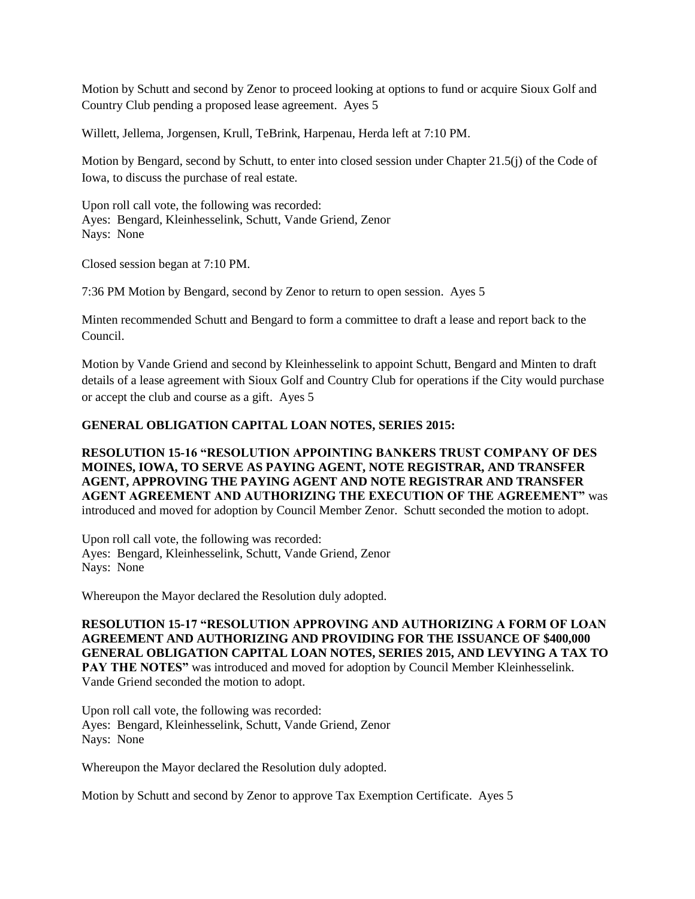Motion by Schutt and second by Zenor to proceed looking at options to fund or acquire Sioux Golf and Country Club pending a proposed lease agreement. Ayes 5

Willett, Jellema, Jorgensen, Krull, TeBrink, Harpenau, Herda left at 7:10 PM.

Motion by Bengard, second by Schutt, to enter into closed session under Chapter 21.5(j) of the Code of Iowa, to discuss the purchase of real estate.

Upon roll call vote, the following was recorded:
Ayes: Bengard, Kleinhesselink, Schutt, Vande Griend, Zenor
Nays: None

Closed session began at 7:10 PM.

7:36 PM Motion by Bengard, second by Zenor to return to open session. Ayes 5

Minten recommended Schutt and Bengard to form a committee to draft a lease and report back to the Council.

Motion by Vande Griend and second by Kleinhesselink to appoint Schutt, Bengard and Minten to draft details of a lease agreement with Sioux Golf and Country Club for operations if the City would purchase or accept the club and course as a gift. Ayes 5

**GENERAL OBLIGATION CAPITAL LOAN NOTES, SERIES 2015:**

**RESOLUTION 15-16 "RESOLUTION APPOINTING BANKERS TRUST COMPANY OF DES MOINES, IOWA, TO SERVE AS PAYING AGENT, NOTE REGISTRAR, AND TRANSFER AGENT, APPROVING THE PAYING AGENT AND NOTE REGISTRAR AND TRANSFER AGENT AGREEMENT AND AUTHORIZING THE EXECUTION OF THE AGREEMENT"** was introduced and moved for adoption by Council Member Zenor. Schutt seconded the motion to adopt.

Upon roll call vote, the following was recorded:
Ayes: Bengard, Kleinhesselink, Schutt, Vande Griend, Zenor
Nays: None

Whereupon the Mayor declared the Resolution duly adopted.

**RESOLUTION 15-17 "RESOLUTION APPROVING AND AUTHORIZING A FORM OF LOAN AGREEMENT AND AUTHORIZING AND PROVIDING FOR THE ISSUANCE OF $400,000 GENERAL OBLIGATION CAPITAL LOAN NOTES, SERIES 2015, AND LEVYING A TAX TO PAY THE NOTES"** was introduced and moved for adoption by Council Member Kleinhesselink. Vande Griend seconded the motion to adopt.

Upon roll call vote, the following was recorded:
Ayes: Bengard, Kleinhesselink, Schutt, Vande Griend, Zenor
Nays: None

Whereupon the Mayor declared the Resolution duly adopted.

Motion by Schutt and second by Zenor to approve Tax Exemption Certificate. Ayes 5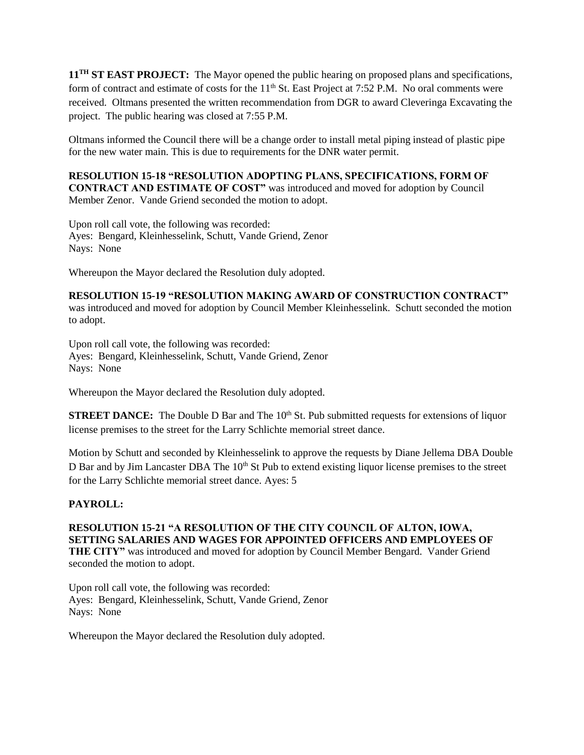**11TH ST EAST PROJECT:** The Mayor opened the public hearing on proposed plans and specifications, form of contract and estimate of costs for the 11th St. East Project at 7:52 P.M. No oral comments were received. Oltmans presented the written recommendation from DGR to award Cleveringa Excavating the project. The public hearing was closed at 7:55 P.M.

Oltmans informed the Council there will be a change order to install metal piping instead of plastic pipe for the new water main. This is due to requirements for the DNR water permit.

**RESOLUTION 15-18 "RESOLUTION ADOPTING PLANS, SPECIFICATIONS, FORM OF CONTRACT AND ESTIMATE OF COST"** was introduced and moved for adoption by Council Member Zenor. Vande Griend seconded the motion to adopt.

Upon roll call vote, the following was recorded:
Ayes: Bengard, Kleinhesselink, Schutt, Vande Griend, Zenor
Nays: None

Whereupon the Mayor declared the Resolution duly adopted.

**RESOLUTION 15-19 "RESOLUTION MAKING AWARD OF CONSTRUCTION CONTRACT"** was introduced and moved for adoption by Council Member Kleinhesselink. Schutt seconded the motion to adopt.

Upon roll call vote, the following was recorded:
Ayes: Bengard, Kleinhesselink, Schutt, Vande Griend, Zenor
Nays: None

Whereupon the Mayor declared the Resolution duly adopted.

**STREET DANCE:** The Double D Bar and The 10th St. Pub submitted requests for extensions of liquor license premises to the street for the Larry Schlichte memorial street dance.

Motion by Schutt and seconded by Kleinhesselink to approve the requests by Diane Jellema DBA Double D Bar and by Jim Lancaster DBA The 10th St Pub to extend existing liquor license premises to the street for the Larry Schlichte memorial street dance. Ayes: 5

**PAYROLL:**

**RESOLUTION 15-21 "A RESOLUTION OF THE CITY COUNCIL OF ALTON, IOWA, SETTING SALARIES AND WAGES FOR APPOINTED OFFICERS AND EMPLOYEES OF THE CITY"** was introduced and moved for adoption by Council Member Bengard. Vander Griend seconded the motion to adopt.

Upon roll call vote, the following was recorded:
Ayes: Bengard, Kleinhesselink, Schutt, Vande Griend, Zenor
Nays: None

Whereupon the Mayor declared the Resolution duly adopted.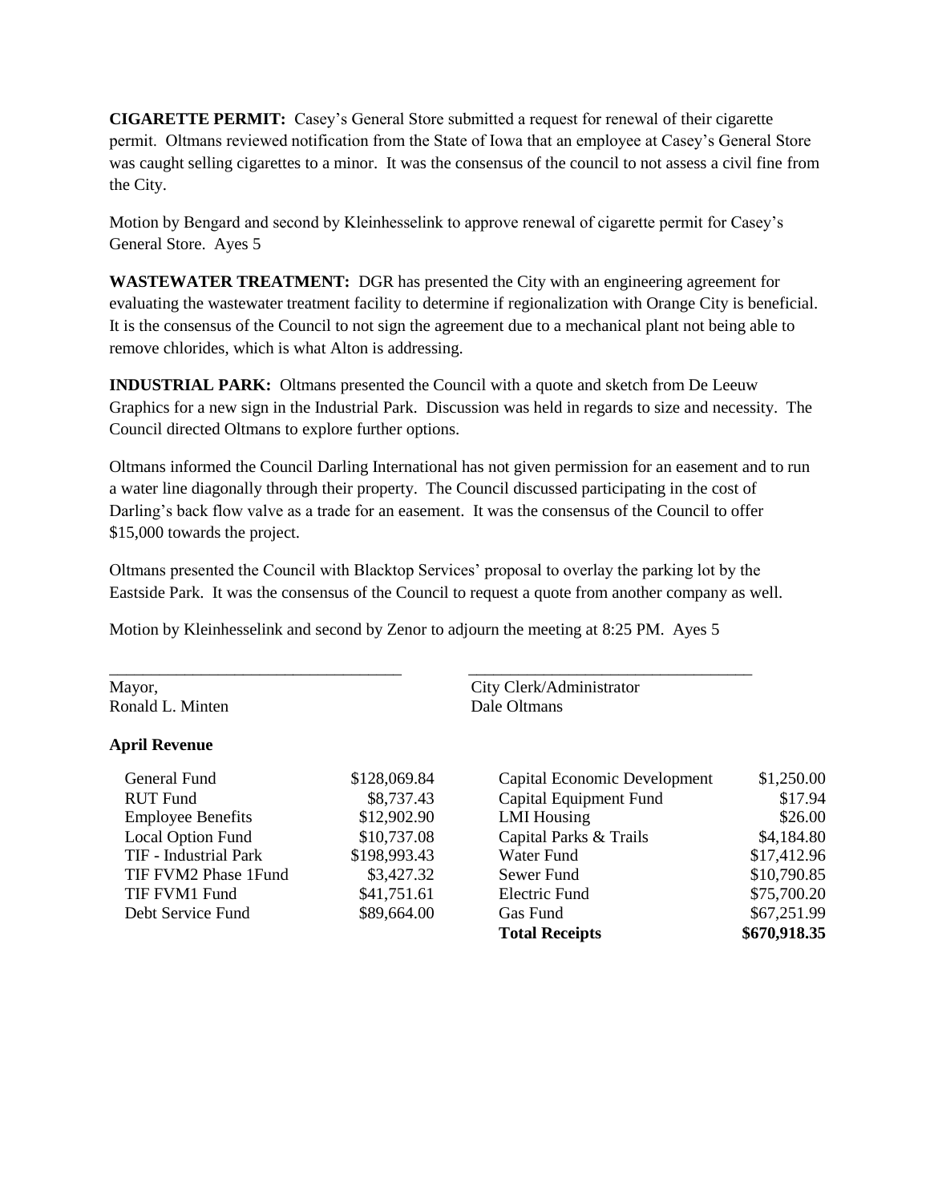**CIGARETTE PERMIT:** Casey's General Store submitted a request for renewal of their cigarette permit. Oltmans reviewed notification from the State of Iowa that an employee at Casey's General Store was caught selling cigarettes to a minor. It was the consensus of the council to not assess a civil fine from the City.

Motion by Bengard and second by Kleinhesselink to approve renewal of cigarette permit for Casey's General Store. Ayes 5

**WASTEWATER TREATMENT:** DGR has presented the City with an engineering agreement for evaluating the wastewater treatment facility to determine if regionalization with Orange City is beneficial. It is the consensus of the Council to not sign the agreement due to a mechanical plant not being able to remove chlorides, which is what Alton is addressing.

**INDUSTRIAL PARK:** Oltmans presented the Council with a quote and sketch from De Leeuw Graphics for a new sign in the Industrial Park. Discussion was held in regards to size and necessity. The Council directed Oltmans to explore further options.

Oltmans informed the Council Darling International has not given permission for an easement and to run a water line diagonally through their property. The Council discussed participating in the cost of Darling's back flow valve as a trade for an easement. It was the consensus of the Council to offer $15,000 towards the project.

Oltmans presented the Council with Blacktop Services' proposal to overlay the parking lot by the Eastside Park. It was the consensus of the Council to request a quote from another company as well.

Motion by Kleinhesselink and second by Zenor to adjourn the meeting at 8:25 PM. Ayes 5

\_\_\_\_\_\_\_\_\_\_\_\_\_\_\_\_\_\_\_\_\_\_\_\_\_\_\_\_\_\_\_\_\_\_\_ \_\_\_\_\_\_\_\_\_\_\_\_\_\_\_\_\_\_\_\_\_\_\_\_\_\_\_\_\_\_\_\_\_\_\_

Mayor,
Ronald L. Minten

City Clerk/Administrator
Dale Oltmans

**April Revenue**

| | | | |
|---|---|---|---|
| General Fund | $128,069.84 | Capital Economic Development | $1,250.00 |
| RUT Fund | $8,737.43 | Capital Equipment Fund | $17.94 |
| Employee Benefits | $12,902.90 | LMI Housing | $26.00 |
| Local Option Fund | $10,737.08 | Capital Parks & Trails | $4,184.80 |
| TIF - Industrial Park | $198,993.43 | Water Fund | $17,412.96 |
| TIF FVM2 Phase 1Fund | $3,427.32 | Sewer Fund | $10,790.85 |
| TIF FVM1 Fund | $41,751.61 | Electric Fund | $75,700.20 |
| Debt Service Fund | $89,664.00 | Gas Fund | $67,251.99 |
| | | **Total Receipts** | **$670,918.35** |